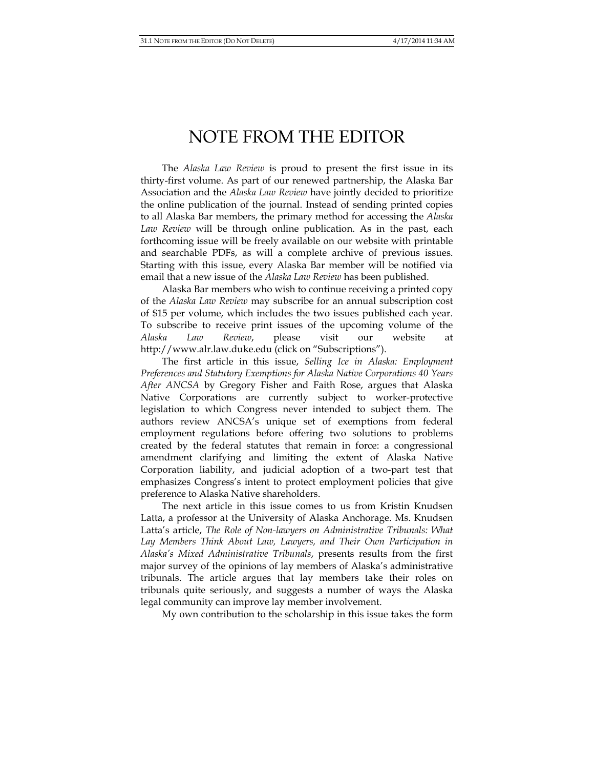# NOTE FROM THE EDITOR

The *Alaska Law Review* is proud to present the first issue in its thirty-first volume. As part of our renewed partnership, the Alaska Bar Association and the *Alaska Law Review* have jointly decided to prioritize the online publication of the journal. Instead of sending printed copies to all Alaska Bar members, the primary method for accessing the *Alaska Law Review* will be through online publication. As in the past, each forthcoming issue will be freely available on our website with printable and searchable PDFs, as will a complete archive of previous issues. Starting with this issue, every Alaska Bar member will be notified via email that a new issue of the *Alaska Law Review* has been published.

Alaska Bar members who wish to continue receiving a printed copy of the *Alaska Law Review* may subscribe for an annual subscription cost of $15 per volume, which includes the two issues published each year. To subscribe to receive print issues of the upcoming volume of the *Alaska Law Review*, please visit our website at http://www.alr.law.duke.edu (click on "Subscriptions").

The first article in this issue, *Selling Ice in Alaska: Employment Preferences and Statutory Exemptions for Alaska Native Corporations 40 Years After ANCSA* by Gregory Fisher and Faith Rose, argues that Alaska Native Corporations are currently subject to worker-protective legislation to which Congress never intended to subject them. The authors review ANCSA's unique set of exemptions from federal employment regulations before offering two solutions to problems created by the federal statutes that remain in force: a congressional amendment clarifying and limiting the extent of Alaska Native Corporation liability, and judicial adoption of a two-part test that emphasizes Congress's intent to protect employment policies that give preference to Alaska Native shareholders.

The next article in this issue comes to us from Kristin Knudsen Latta, a professor at the University of Alaska Anchorage. Ms. Knudsen Latta's article, *The Role of Non-lawyers on Administrative Tribunals: What Lay Members Think About Law, Lawyers, and Their Own Participation in Alaska's Mixed Administrative Tribunals*, presents results from the first major survey of the opinions of lay members of Alaska's administrative tribunals. The article argues that lay members take their roles on tribunals quite seriously, and suggests a number of ways the Alaska legal community can improve lay member involvement.

My own contribution to the scholarship in this issue takes the form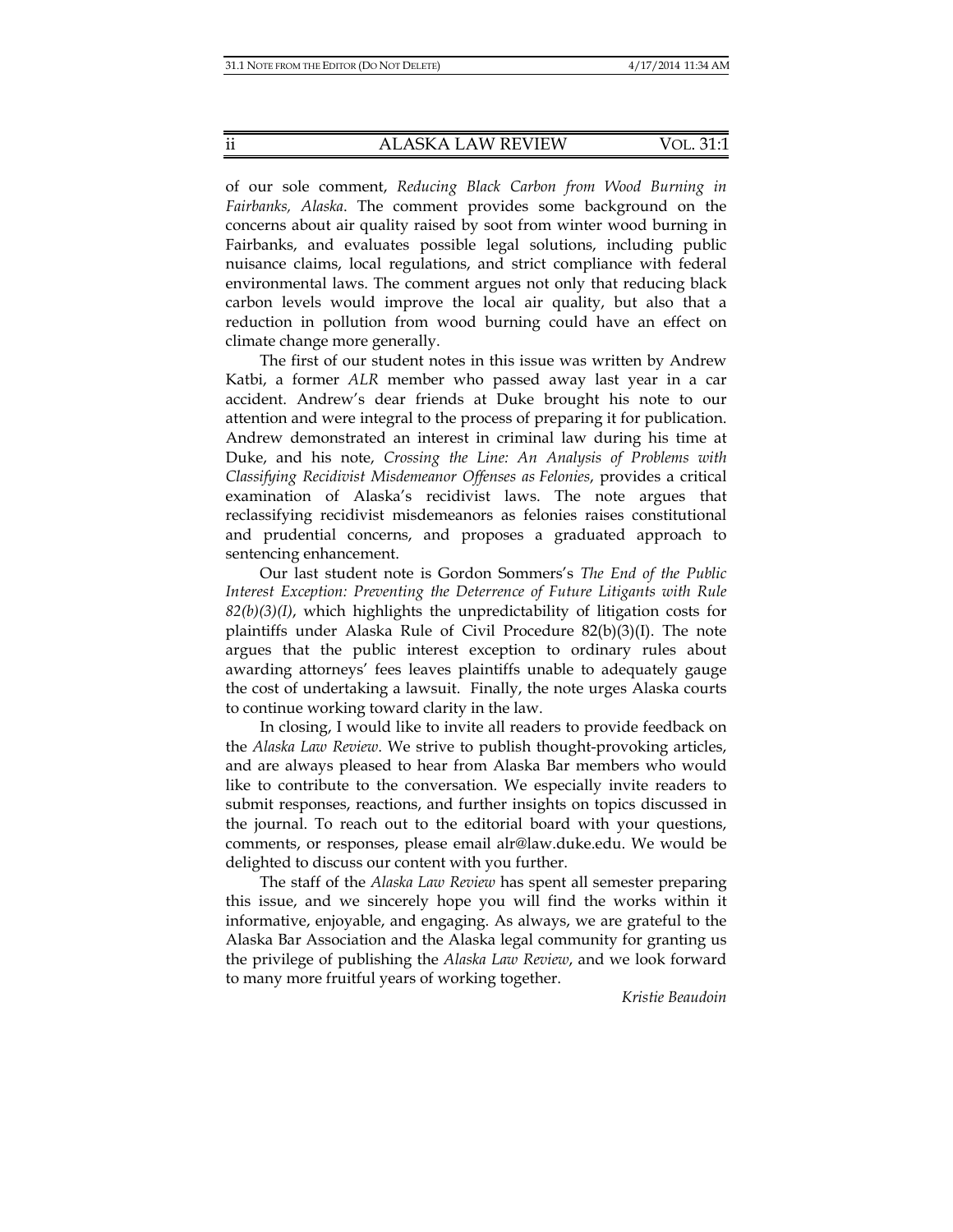of our sole comment, *Reducing Black Carbon from Wood Burning in Fairbanks, Alaska*. The comment provides some background on the concerns about air quality raised by soot from winter wood burning in Fairbanks, and evaluates possible legal solutions, including public nuisance claims, local regulations, and strict compliance with federal environmental laws. The comment argues not only that reducing black carbon levels would improve the local air quality, but also that a reduction in pollution from wood burning could have an effect on climate change more generally.

The first of our student notes in this issue was written by Andrew Katbi, a former *ALR* member who passed away last year in a car accident. Andrew's dear friends at Duke brought his note to our attention and were integral to the process of preparing it for publication. Andrew demonstrated an interest in criminal law during his time at Duke, and his note, *Crossing the Line: An Analysis of Problems with Classifying Recidivist Misdemeanor Offenses as Felonies*, provides a critical examination of Alaska's recidivist laws. The note argues that reclassifying recidivist misdemeanors as felonies raises constitutional and prudential concerns, and proposes a graduated approach to sentencing enhancement.

Our last student note is Gordon Sommers's *The End of the Public Interest Exception: Preventing the Deterrence of Future Litigants with Rule 82(b)(3)(I)*, which highlights the unpredictability of litigation costs for plaintiffs under Alaska Rule of Civil Procedure 82(b)(3)(I). The note argues that the public interest exception to ordinary rules about awarding attorneys' fees leaves plaintiffs unable to adequately gauge the cost of undertaking a lawsuit. Finally, the note urges Alaska courts to continue working toward clarity in the law.

In closing, I would like to invite all readers to provide feedback on the *Alaska Law Review*. We strive to publish thought-provoking articles, and are always pleased to hear from Alaska Bar members who would like to contribute to the conversation. We especially invite readers to submit responses, reactions, and further insights on topics discussed in the journal. To reach out to the editorial board with your questions, comments, or responses, please email alr@law.duke.edu. We would be delighted to discuss our content with you further.

The staff of the *Alaska Law Review* has spent all semester preparing this issue, and we sincerely hope you will find the works within it informative, enjoyable, and engaging. As always, we are grateful to the Alaska Bar Association and the Alaska legal community for granting us the privilege of publishing the *Alaska Law Review*, and we look forward to many more fruitful years of working together.

*Kristie Beaudoin*